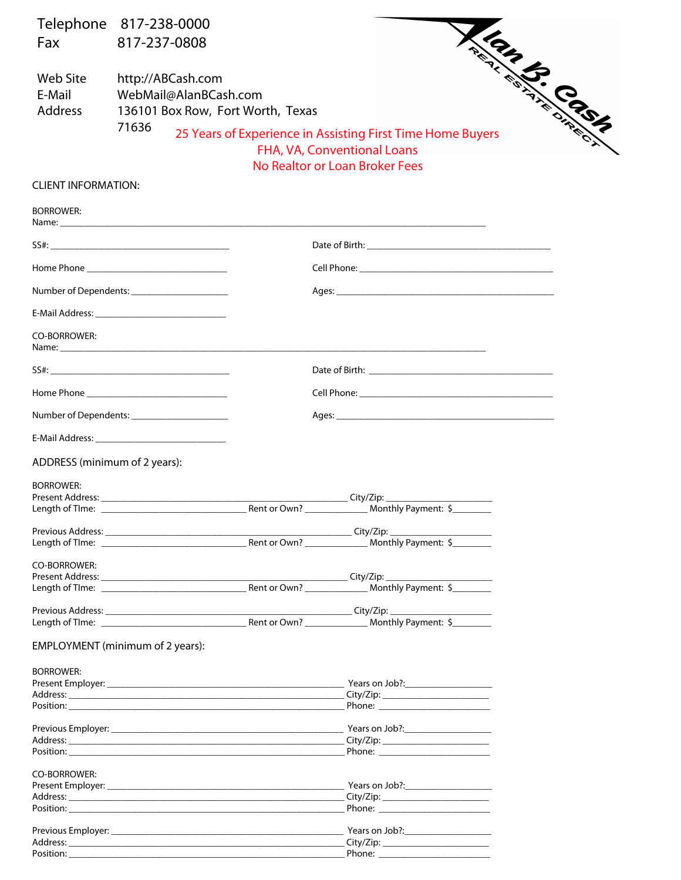Telephone 817-238-0000
Fax 817-237-0808

Web Site http://ABCash.com
E-Mail WebMail@AlanBCash.com
Address 136101 Box Row, Fort Worth, Texas 71636

Alan B. Cash
REAL ESTATE DIRECT

25 Years of Experience in Assisting First Time Home Buyers
FHA, VA, Conventional Loans
No Realtor or Loan Broker Fees

CLIENT INFORMATION:

BORROWER:
Name: ______________________________________________________________________________

SS#: ____________________________________ Date of Birth: ____________________________________

Home Phone ____________________________ Cell Phone: ______________________________________

Number of Dependents: ___________________ Ages: ____________________________________________

E-Mail Address: ___________________________

CO-BORROWER:
Name: ______________________________________________________________________________

SS#: ____________________________________ Date of Birth: ____________________________________

Home Phone ____________________________ Cell Phone: ______________________________________

Number of Dependents: ___________________ Ages: ____________________________________________

E-Mail Address: ___________________________

ADDRESS (minimum of 2 years):

BORROWER:
Present Address: __________________________________________________ City/Zip: _____________________
Length of TIme: _____________________________ Rent or Own? ____________ Monthly Payment: $________

Previous Address: _________________________________________________ City/Zip: _____________________
Length of TIme: _____________________________ Rent or Own? ____________ Monthly Payment: $________

CO-BORROWER:
Present Address: __________________________________________________ City/Zip: _____________________
Length of TIme: _____________________________ Rent or Own? ____________ Monthly Payment: $________

Previous Address: _________________________________________________ City/Zip: _____________________
Length of TIme: _____________________________ Rent or Own? ____________ Monthly Payment: $________

EMPLOYMENT (minimum of 2 years):

BORROWER:
Present Employer: _______________________________________________ Years on Job?:_________________
Address: _______________________________________________________ City/Zip: _____________________
Position: _______________________________________________________ Phone: ______________________

Previous Employer: ______________________________________________ Years on Job?:_________________
Address: _______________________________________________________ City/Zip: _____________________
Position: _______________________________________________________ Phone: ______________________

CO-BORROWER:
Present Employer: _______________________________________________ Years on Job?:_________________
Address: _______________________________________________________ City/Zip: _____________________
Position: _______________________________________________________ Phone: ______________________

Previous Employer: ______________________________________________ Years on Job?:_________________
Address: _______________________________________________________ City/Zip: _____________________
Position: _______________________________________________________ Phone: ______________________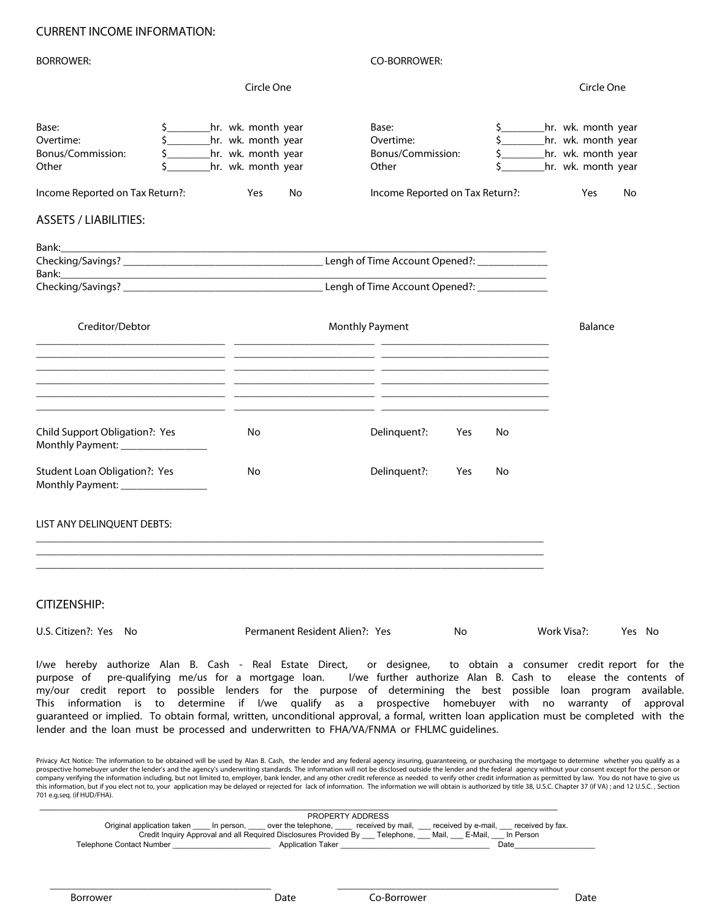## CURRENT INCOME INFORMATION:

| BORROWER: | | Circle One | CO-BORROWER: | | Circle One |
|---|---|---|---|---|---|
| Base: | $________ | hr. wk. month year | Base: | $________ | hr. wk. month year |
| Overtime: | $________ | hr. wk. month year | Overtime: | $________ | hr. wk. month year |
| Bonus/Commission: | $________ | hr. wk. month year | Bonus/Commission: | $________ | hr. wk. month year |
| Other | $________ | hr. wk. month year | Other | $________ | hr. wk. month year |
| Income Reported on Tax Return?: | | Yes No | Income Reported on Tax Return?: | | Yes No |

## ASSETS / LIABILITIES:

Bank:________________________________________________________________________________

Checking/Savings? ______________________________ Lengh of Time Account Opened?: __________

Bank:________________________________________________________________________________

Checking/Savings? ______________________________ Lengh of Time Account Opened?: __________

| Creditor/Debtor | Monthly Payment | Balance |
|---|---|---|
| ______________________ | ______________________ | ______________________ |
| ______________________ | ______________________ | ______________________ |
| ______________________ | ______________________ | ______________________ |
| ______________________ | ______________________ | ______________________ |
| ______________________ | ______________________ | ______________________ |
| ______________________ | ______________________ | ______________________ |

Child Support Obligation?: Yes No Delinquent?: Yes No
Monthly Payment: ______________

Student Loan Obligation?: Yes No Delinquent?: Yes No
Monthly Payment: ______________

LIST ANY DELINQUENT DEBTS:

________________________________________________________________________________

________________________________________________________________________________

________________________________________________________________________________

## CITIZENSHIP:

U.S. Citizen?: Yes No Permanent Resident Alien?: Yes No Work Visa?: Yes No

I/we hereby authorize Alan B. Cash - Real Estate Direct, or designee, to obtain a consumer credit report for the purpose of pre-qualifying me/us for a mortgage loan. I/we further authorize Alan B. Cash to elease the contents of my/our credit report to possible lenders for the purpose of determining the best possible loan program available. This information is to determine if I/we qualify as a prospective homebuyer with no warranty of approval guaranteed or implied. To obtain formal, written, unconditional approval, a formal, written loan application must be completed with the lender and the loan must be processed and underwritten to FHA/VA/FNMA or FHLMC guidelines.

Privacy Act Notice: The information to be obtained will be used by Alan B. Cash, the lender and any federal agency insuring, guaranteeing, or purchasing the mortgage to determine whether you qualify as a prospective homebuyer under the lender's and the agency's underwriting standards. The information will not be disclosed outside the lender and the federal agency without your consent except for the person or company verifying the information including, but not limited to, employer, bank lender, and any other credit reference as needed to verify other credit information as permitted by law. You do not have to give us this information, but if you elect not to, your application may be delayed or rejected for lack of information. The information we will obtain is authorized by title 38, U.S.C. Chapter 37 (if VA) ; and 12 U.S.C. , Section 701 e.g.seq. (if HUD/FHA).

________________________________________________________________________________

PROPERTY ADDRESS

Original application taken ____ In person, ____ over the telephone, ____ received by mail, ___ received by e-mail, ___ received by fax.

Credit Inquiry Approval and all Required Disclosures Provided By ___ Telephone, ___ Mail, ___ E-Mail, ___ In Person

Telephone Contact Number ____________________ Application Taker ______________________________ Date________________

______________________________ ______________________________

Borrower Date Co-Borrower Date